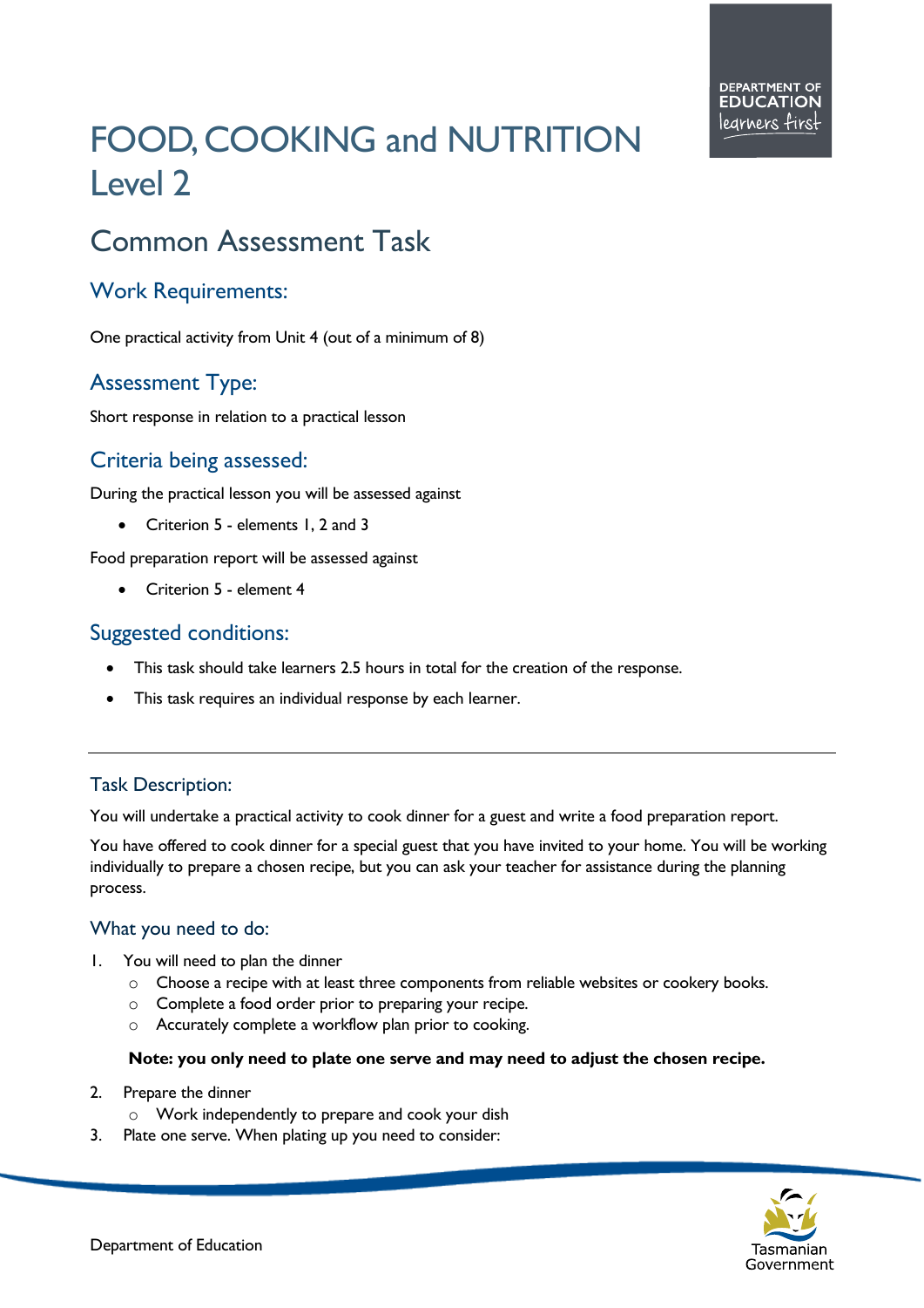# FOOD, COOKING and NUTRITION Level 2

## Common Assessment Task

### Work Requirements:

One practical activity from Unit 4 (out of a minimum of 8)

### Assessment Type:

Short response in relation to a practical lesson

### Criteria being assessed:

During the practical lesson you will be assessed against

- Criterion 5 - elements 1, 2 and 3

Food preparation report will be assessed against

- Criterion 5 - element 4

### Suggested conditions:

- This task should take learners 2.5 hours in total for the creation of the response.
- This task requires an individual response by each learner.

---

### Task Description:

You will undertake a practical activity to cook dinner for a guest and write a food preparation report.

You have offered to cook dinner for a special guest that you have invited to your home. You will be working individually to prepare a chosen recipe, but you can ask your teacher for assistance during the planning process.

### What you need to do:

1. You will need to plan the dinner
   - Choose a recipe with at least three components from reliable websites or cookery books.
   - Complete a food order prior to preparing your recipe.
   - Accurately complete a workflow plan prior to cooking.

   **Note: you only need to plate one serve and may need to adjust the chosen recipe.**

2. Prepare the dinner
   - Work independently to prepare and cook your dish
3. Plate one serve. When plating up you need to consider: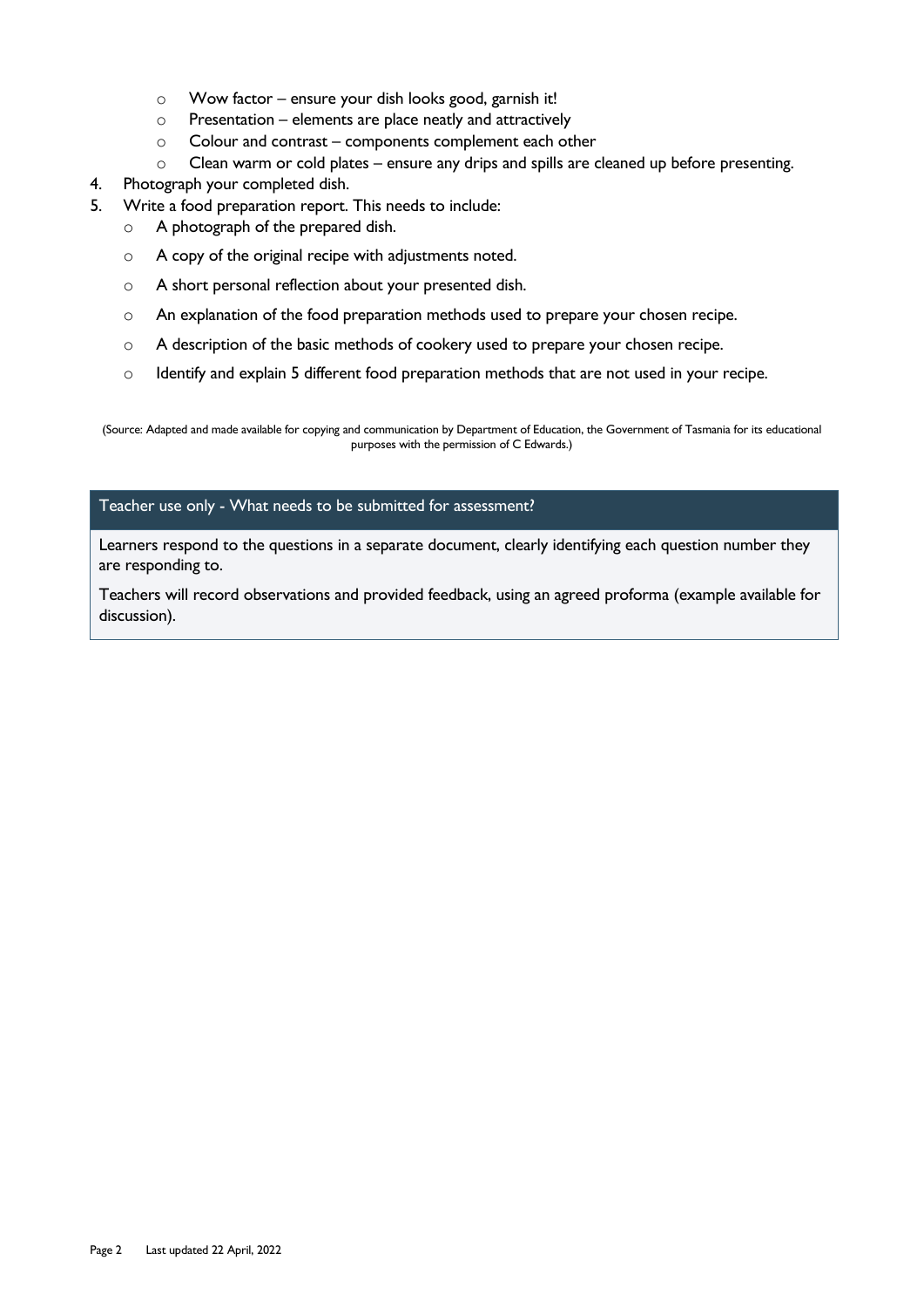- Wow factor – ensure your dish looks good, garnish it!
  - Presentation – elements are place neatly and attractively
  - Colour and contrast – components complement each other
  - Clean warm or cold plates – ensure any drips and spills are cleaned up before presenting.

4. Photograph your completed dish.
5. Write a food preparation report. This needs to include:
   - A photograph of the prepared dish.
   - A copy of the original recipe with adjustments noted.
   - A short personal reflection about your presented dish.
   - An explanation of the food preparation methods used to prepare your chosen recipe.
   - A description of the basic methods of cookery used to prepare your chosen recipe.
   - Identify and explain 5 different food preparation methods that are not used in your recipe.

(Source: Adapted and made available for copying and communication by Department of Education, the Government of Tasmania for its educational purposes with the permission of C Edwards.)

### Teacher use only - What needs to be submitted for assessment?

Learners respond to the questions in a separate document, clearly identifying each question number they are responding to.

Teachers will record observations and provided feedback, using an agreed proforma (example available for discussion).